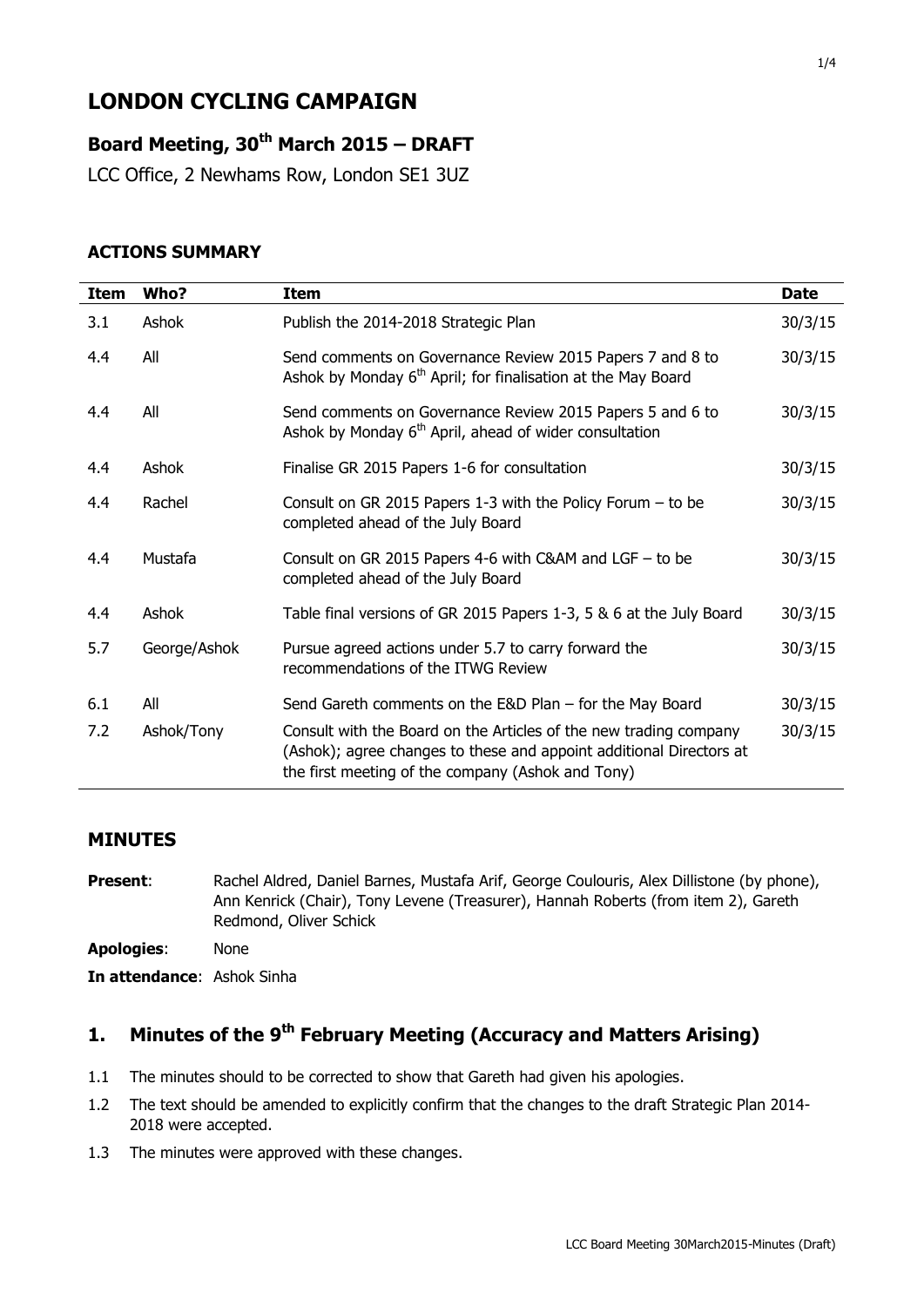# LONDON CYCLING CAMPAIGN

## Board Meeting, 30th March 2015 – DRAFT

LCC Office, 2 Newhams Row, London SE1 3UZ

### ACTIONS SUMMARY

| Item | Who? | Item | Date |
|---|---|---|---|
| 3.1 | Ashok | Publish the 2014-2018 Strategic Plan | 30/3/15 |
| 4.4 | All | Send comments on Governance Review 2015 Papers 7 and 8 to Ashok by Monday 6th April; for finalisation at the May Board | 30/3/15 |
| 4.4 | All | Send comments on Governance Review 2015 Papers 5 and 6 to Ashok by Monday 6th April, ahead of wider consultation | 30/3/15 |
| 4.4 | Ashok | Finalise GR 2015 Papers 1-6 for consultation | 30/3/15 |
| 4.4 | Rachel | Consult on GR 2015 Papers 1-3 with the Policy Forum – to be completed ahead of the July Board | 30/3/15 |
| 4.4 | Mustafa | Consult on GR 2015 Papers 4-6 with C&AM and LGF – to be completed ahead of the July Board | 30/3/15 |
| 4.4 | Ashok | Table final versions of GR 2015 Papers 1-3, 5 & 6 at the July Board | 30/3/15 |
| 5.7 | George/Ashok | Pursue agreed actions under 5.7 to carry forward the recommendations of the ITWG Review | 30/3/15 |
| 6.1 | All | Send Gareth comments on the E&D Plan – for the May Board | 30/3/15 |
| 7.2 | Ashok/Tony | Consult with the Board on the Articles of the new trading company (Ashok); agree changes to these and appoint additional Directors at the first meeting of the company (Ashok and Tony) | 30/3/15 |

### MINUTES

**Present**: Rachel Aldred, Daniel Barnes, Mustafa Arif, George Coulouris, Alex Dillistone (by phone), Ann Kenrick (Chair), Tony Levene (Treasurer), Hannah Roberts (from item 2), Gareth Redmond, Oliver Schick

**Apologies**: None

**In attendance**: Ashok Sinha

## 1. Minutes of the 9th February Meeting (Accuracy and Matters Arising)

1.1 The minutes should to be corrected to show that Gareth had given his apologies.

1.2 The text should be amended to explicitly confirm that the changes to the draft Strategic Plan 2014-2018 were accepted.

1.3 The minutes were approved with these changes.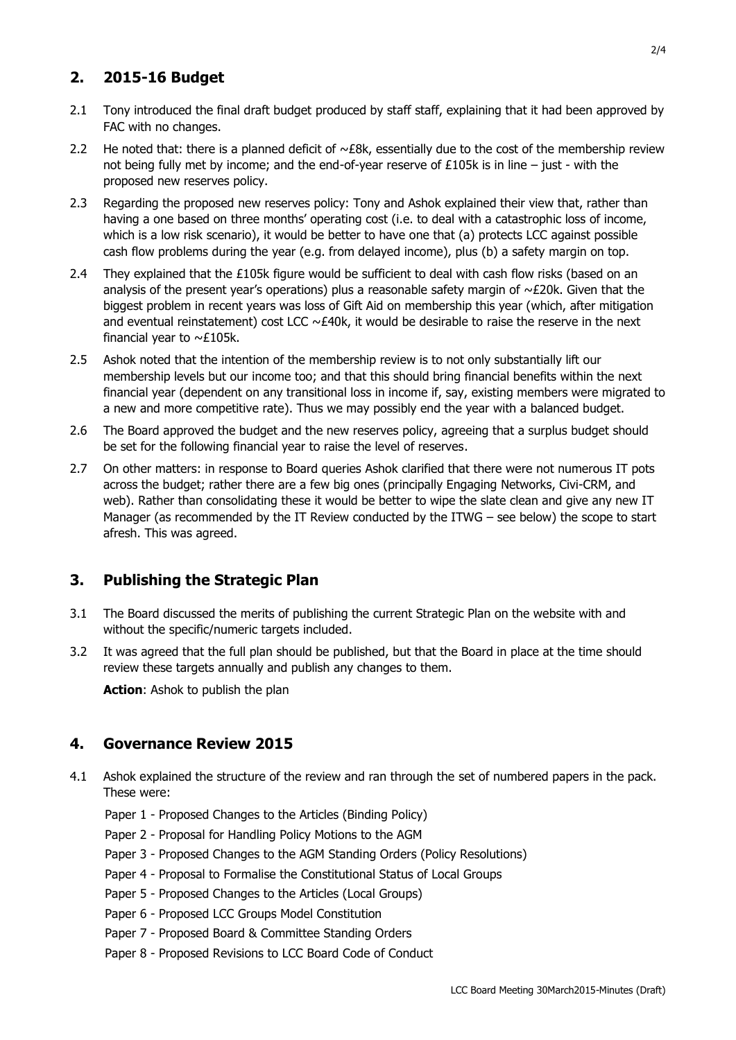## 2. 2015-16 Budget

2.1 Tony introduced the final draft budget produced by staff staff, explaining that it had been approved by FAC with no changes.

2.2 He noted that: there is a planned deficit of ~£8k, essentially due to the cost of the membership review not being fully met by income; and the end-of-year reserve of £105k is in line – just - with the proposed new reserves policy.

2.3 Regarding the proposed new reserves policy: Tony and Ashok explained their view that, rather than having a one based on three months' operating cost (i.e. to deal with a catastrophic loss of income, which is a low risk scenario), it would be better to have one that (a) protects LCC against possible cash flow problems during the year (e.g. from delayed income), plus (b) a safety margin on top.

2.4 They explained that the £105k figure would be sufficient to deal with cash flow risks (based on an analysis of the present year's operations) plus a reasonable safety margin of ~£20k. Given that the biggest problem in recent years was loss of Gift Aid on membership this year (which, after mitigation and eventual reinstatement) cost LCC ~£40k, it would be desirable to raise the reserve in the next financial year to ~£105k.

2.5 Ashok noted that the intention of the membership review is to not only substantially lift our membership levels but our income too; and that this should bring financial benefits within the next financial year (dependent on any transitional loss in income if, say, existing members were migrated to a new and more competitive rate). Thus we may possibly end the year with a balanced budget.

2.6 The Board approved the budget and the new reserves policy, agreeing that a surplus budget should be set for the following financial year to raise the level of reserves.

2.7 On other matters: in response to Board queries Ashok clarified that there were not numerous IT pots across the budget; rather there are a few big ones (principally Engaging Networks, Civi-CRM, and web). Rather than consolidating these it would be better to wipe the slate clean and give any new IT Manager (as recommended by the IT Review conducted by the ITWG – see below) the scope to start afresh. This was agreed.

## 3. Publishing the Strategic Plan

3.1 The Board discussed the merits of publishing the current Strategic Plan on the website with and without the specific/numeric targets included.

3.2 It was agreed that the full plan should be published, but that the Board in place at the time should review these targets annually and publish any changes to them.

**Action**: Ashok to publish the plan

## 4. Governance Review 2015

4.1 Ashok explained the structure of the review and ran through the set of numbered papers in the pack. These were:

Paper 1 - Proposed Changes to the Articles (Binding Policy)

Paper 2 - Proposal for Handling Policy Motions to the AGM

Paper 3 - Proposed Changes to the AGM Standing Orders (Policy Resolutions)

Paper 4 - Proposal to Formalise the Constitutional Status of Local Groups

Paper 5 - Proposed Changes to the Articles (Local Groups)

Paper 6 - Proposed LCC Groups Model Constitution

Paper 7 - Proposed Board & Committee Standing Orders

Paper 8 - Proposed Revisions to LCC Board Code of Conduct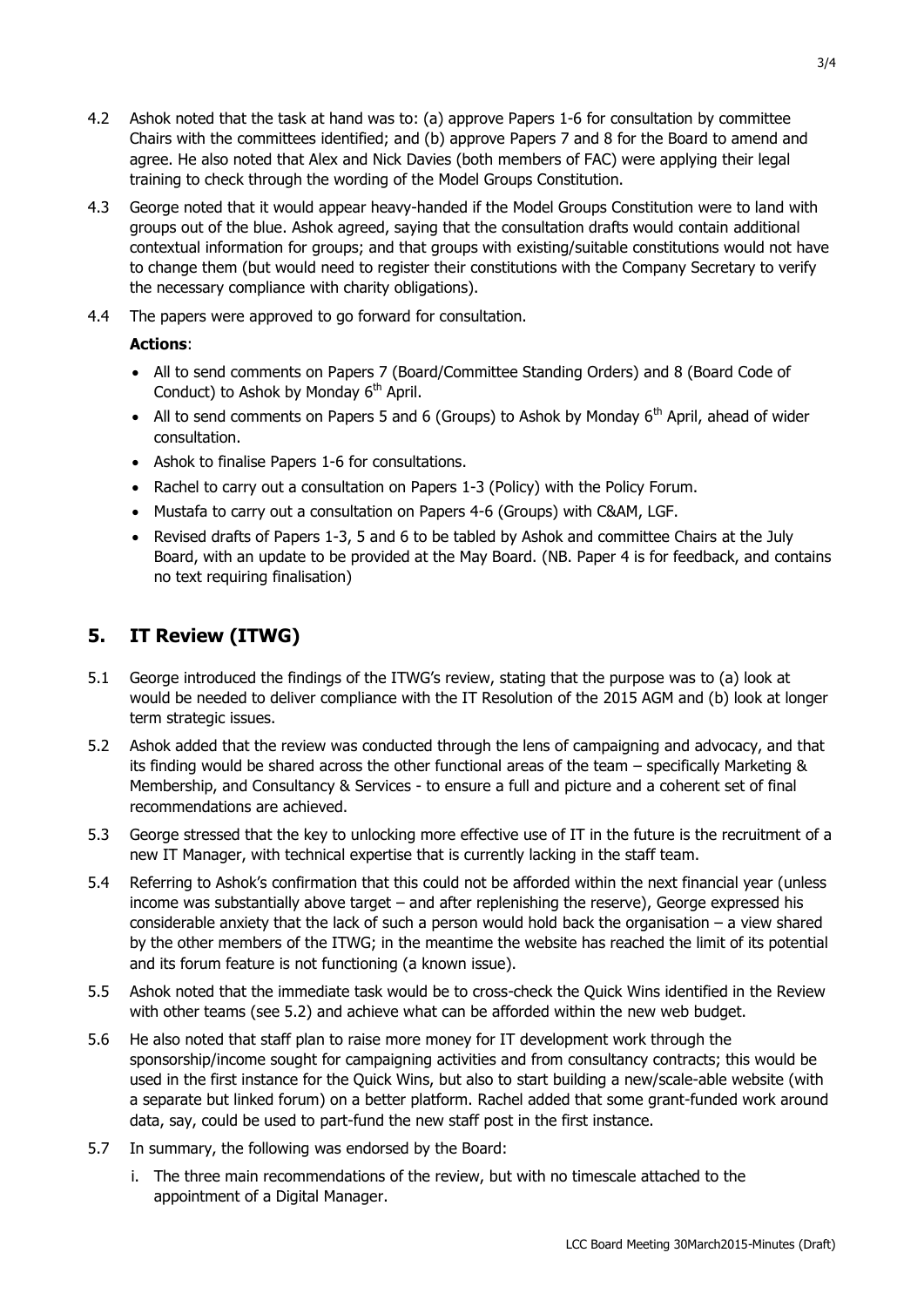4.2 Ashok noted that the task at hand was to: (a) approve Papers 1-6 for consultation by committee Chairs with the committees identified; and (b) approve Papers 7 and 8 for the Board to amend and agree. He also noted that Alex and Nick Davies (both members of FAC) were applying their legal training to check through the wording of the Model Groups Constitution.

4.3 George noted that it would appear heavy-handed if the Model Groups Constitution were to land with groups out of the blue. Ashok agreed, saying that the consultation drafts would contain additional contextual information for groups; and that groups with existing/suitable constitutions would not have to change them (but would need to register their constitutions with the Company Secretary to verify the necessary compliance with charity obligations).

4.4 The papers were approved to go forward for consultation.

**Actions**:

- All to send comments on Papers 7 (Board/Committee Standing Orders) and 8 (Board Code of Conduct) to Ashok by Monday 6th April.
- All to send comments on Papers 5 and 6 (Groups) to Ashok by Monday 6th April, ahead of wider consultation.
- Ashok to finalise Papers 1-6 for consultations.
- Rachel to carry out a consultation on Papers 1-3 (Policy) with the Policy Forum.
- Mustafa to carry out a consultation on Papers 4-6 (Groups) with C&AM, LGF.
- Revised drafts of Papers 1-3, 5 and 6 to be tabled by Ashok and committee Chairs at the July Board, with an update to be provided at the May Board. (NB. Paper 4 is for feedback, and contains no text requiring finalisation)

## 5. IT Review (ITWG)

5.1 George introduced the findings of the ITWG's review, stating that the purpose was to (a) look at would be needed to deliver compliance with the IT Resolution of the 2015 AGM and (b) look at longer term strategic issues.

5.2 Ashok added that the review was conducted through the lens of campaigning and advocacy, and that its finding would be shared across the other functional areas of the team – specifically Marketing & Membership, and Consultancy & Services - to ensure a full and picture and a coherent set of final recommendations are achieved.

5.3 George stressed that the key to unlocking more effective use of IT in the future is the recruitment of a new IT Manager, with technical expertise that is currently lacking in the staff team.

5.4 Referring to Ashok's confirmation that this could not be afforded within the next financial year (unless income was substantially above target – and after replenishing the reserve), George expressed his considerable anxiety that the lack of such a person would hold back the organisation – a view shared by the other members of the ITWG; in the meantime the website has reached the limit of its potential and its forum feature is not functioning (a known issue).

5.5 Ashok noted that the immediate task would be to cross-check the Quick Wins identified in the Review with other teams (see 5.2) and achieve what can be afforded within the new web budget.

5.6 He also noted that staff plan to raise more money for IT development work through the sponsorship/income sought for campaigning activities and from consultancy contracts; this would be used in the first instance for the Quick Wins, but also to start building a new/scale-able website (with a separate but linked forum) on a better platform. Rachel added that some grant-funded work around data, say, could be used to part-fund the new staff post in the first instance.

5.7 In summary, the following was endorsed by the Board:

i. The three main recommendations of the review, but with no timescale attached to the appointment of a Digital Manager.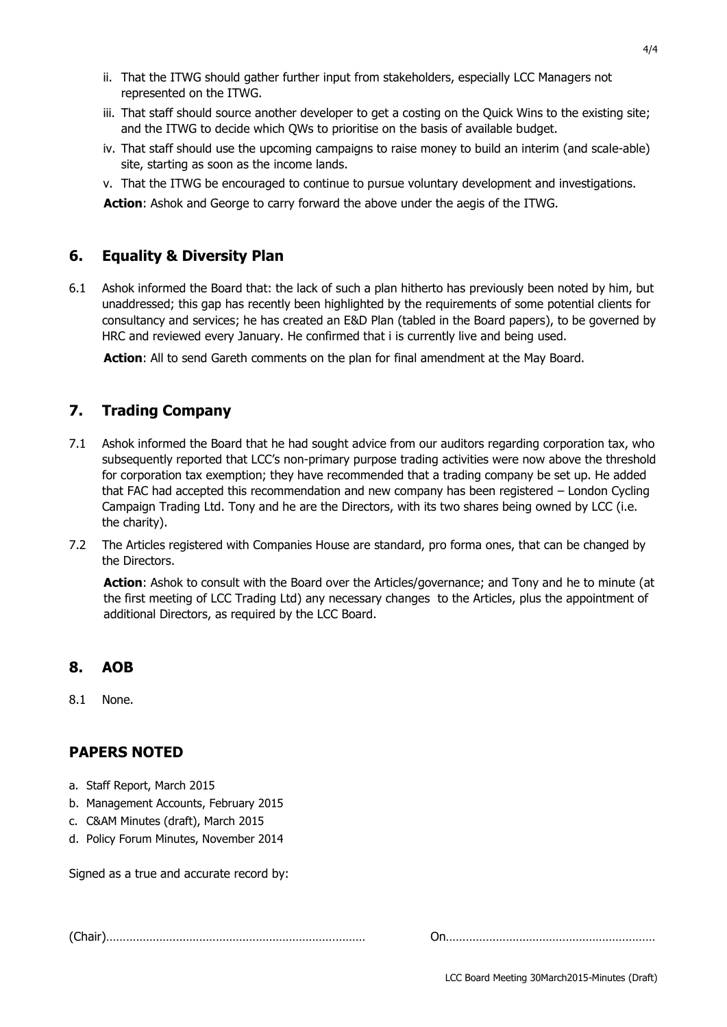ii. That the ITWG should gather further input from stakeholders, especially LCC Managers not represented on the ITWG.

iii. That staff should source another developer to get a costing on the Quick Wins to the existing site; and the ITWG to decide which QWs to prioritise on the basis of available budget.

iv. That staff should use the upcoming campaigns to raise money to build an interim (and scale-able) site, starting as soon as the income lands.

v. That the ITWG be encouraged to continue to pursue voluntary development and investigations.

**Action**: Ashok and George to carry forward the above under the aegis of the ITWG.

## 6. Equality & Diversity Plan

6.1 Ashok informed the Board that: the lack of such a plan hitherto has previously been noted by him, but unaddressed; this gap has recently been highlighted by the requirements of some potential clients for consultancy and services; he has created an E&D Plan (tabled in the Board papers), to be governed by HRC and reviewed every January. He confirmed that i is currently live and being used.

**Action**: All to send Gareth comments on the plan for final amendment at the May Board.

## 7. Trading Company

7.1 Ashok informed the Board that he had sought advice from our auditors regarding corporation tax, who subsequently reported that LCC's non-primary purpose trading activities were now above the threshold for corporation tax exemption; they have recommended that a trading company be set up. He added that FAC had accepted this recommendation and new company has been registered – London Cycling Campaign Trading Ltd. Tony and he are the Directors, with its two shares being owned by LCC (i.e. the charity).

7.2 The Articles registered with Companies House are standard, pro forma ones, that can be changed by the Directors.

**Action**: Ashok to consult with the Board over the Articles/governance; and Tony and he to minute (at the first meeting of LCC Trading Ltd) any necessary changes to the Articles, plus the appointment of additional Directors, as required by the LCC Board.

## 8. AOB

8.1 None.

## PAPERS NOTED

a. Staff Report, March 2015
b. Management Accounts, February 2015
c. C&AM Minutes (draft), March 2015
d. Policy Forum Minutes, November 2014

Signed as a true and accurate record by:

(Chair)…………………………………………………………………… On………………………………………………………

LCC Board Meeting 30March2015-Minutes (Draft)